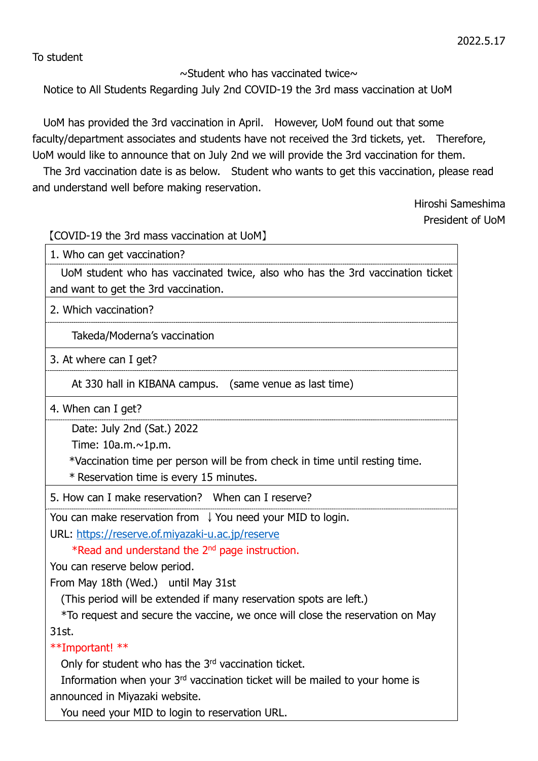2022.5.17

To student

~Student who has vaccinated twice~

Notice to All Students Regarding July 2nd COVID-19 the 3rd mass vaccination at UoM

UoM has provided the 3rd vaccination in April. However, UoM found out that some faculty/department associates and students have not received the 3rd tickets, yet. Therefore, UoM would like to announce that on July 2nd we will provide the 3rd vaccination for them.

The 3rd vaccination date is as below. Student who wants to get this vaccination, please read and understand well before making reservation.

Hiroshi Sameshima
President of UoM

【COVID-19 the 3rd mass vaccination at UoM】

| 1. Who can get vaccination? |
|---|
| UoM student who has vaccinated twice, also who has the 3rd vaccination ticket and want to get the 3rd vaccination. |
| 2. Which vaccination? |
| Takeda/Moderna's vaccination |
| 3. At where can I get? |
| At 330 hall in KIBANA campus. (same venue as last time) |
| 4. When can I get? |
| Date: July 2nd (Sat.) 2022<br>Time: 10a.m.~1p.m.<br>*Vaccination time per person will be from check in time until resting time.<br>* Reservation time is every 15 minutes. |
| 5. How can I make reservation? When can I reserve? |
| You can make reservation from ↓You need your MID to login.<br>URL: [https://reserve.of.miyazaki-u.ac.jp/reserve](https://reserve.of.miyazaki-u.ac.jp/reserve)<br>*Read and understand the 2nd page instruction.<br>You can reserve below period.<br>From May 18th (Wed.) until May 31st<br>(This period will be extended if many reservation spots are left.)<br>*To request and secure the vaccine, we once will close the reservation on May 31st.<br>**Important! **<br>Only for student who has the 3rd vaccination ticket.<br>Information when your 3rd vaccination ticket will be mailed to your home is announced in Miyazaki website.<br>You need your MID to login to reservation URL. |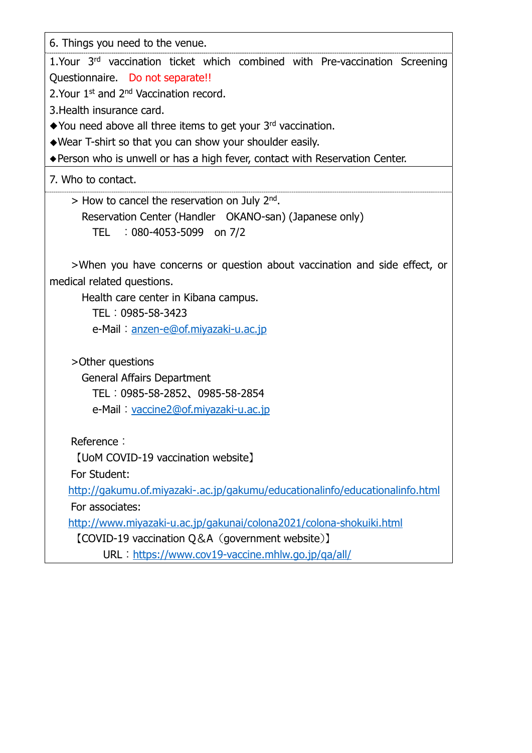## 6. Things you need to the venue.

1.Your 3rd vaccination ticket which combined with Pre-vaccination Screening Questionnaire. **Do not separate!!**

2.Your 1st and 2nd Vaccination record.

3.Health insurance card.

◆You need above all three items to get your 3rd vaccination.

◆Wear T-shirt so that you can show your shoulder easily.

◆Person who is unwell or has a high fever, contact with Reservation Center.

## 7. Who to contact.

> How to cancel the reservation on July 2nd.

Reservation Center (Handler　OKANO-san) (Japanese only)

TEL　：080-4053-5099　on 7/2

>When you have concerns or question about vaccination and side effect, or medical related questions.

Health care center in Kibana campus.

TEL：0985-58-3423

e-Mail：anzen-e@of.miyazaki-u.ac.jp

>Other questions

General Affairs Department

TEL：0985-58-2852、0985-58-2854

e-Mail：vaccine2@of.miyazaki-u.ac.jp

Reference：

【UoM COVID-19 vaccination website】

For Student:

http://gakumu.of.miyazaki-.ac.jp/gakumu/educationalinfo/educationalinfo.html

For associates:

http://www.miyazaki-u.ac.jp/gakunai/colona2021/colona-shokuiki.html

【COVID-19 vaccination Q&A（government website）】

URL：https://www.cov19-vaccine.mhlw.go.jp/qa/all/